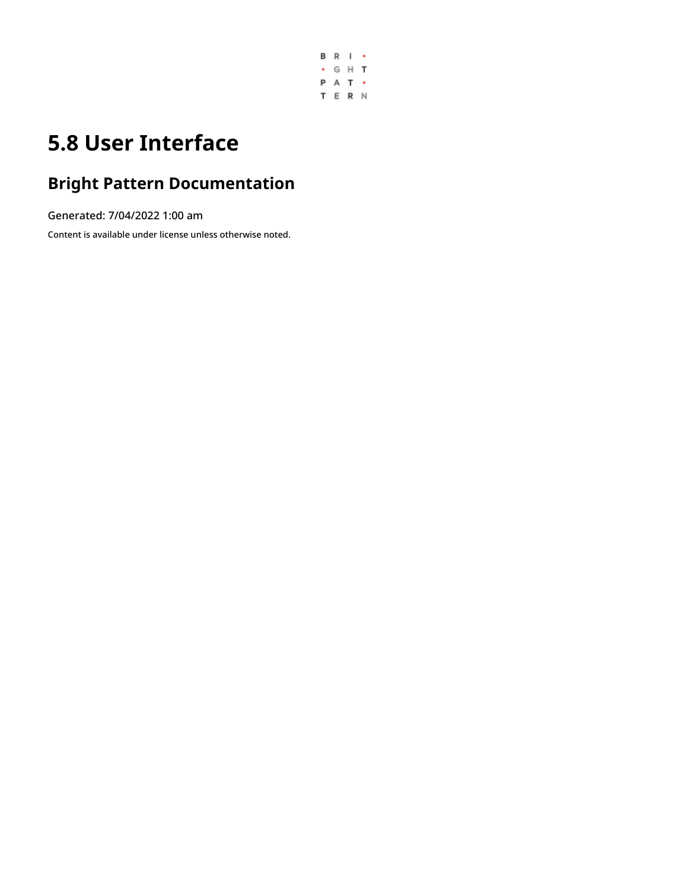# 5.8 User Interface

## Bright Pattern Documentation

Generated: 7/04/2022 1:00 am

Content is available under license unless otherwise noted.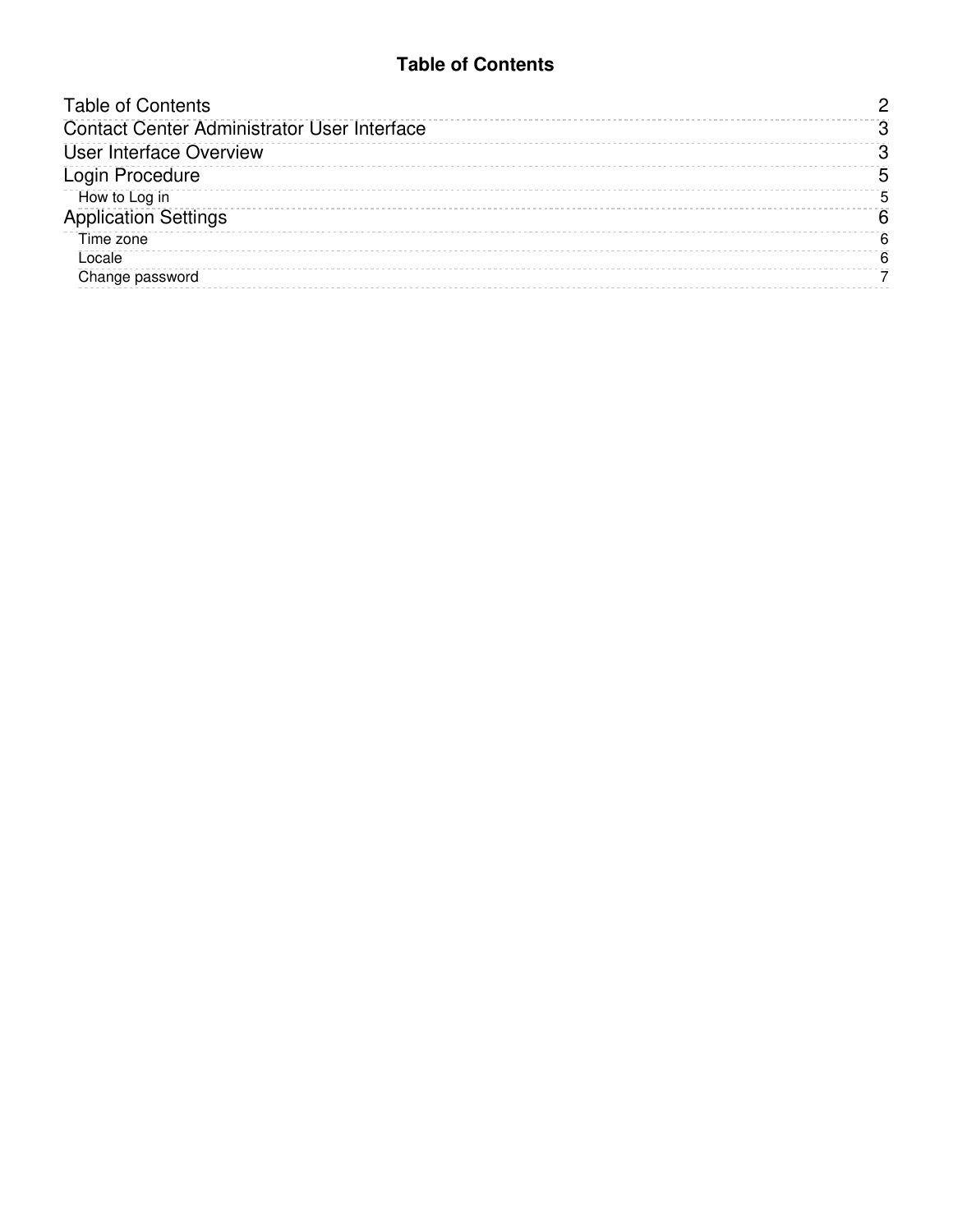# Table of Contents

- Table of Contents 2
- Contact Center Administrator User Interface 3
- User Interface Overview 3
- Login Procedure 5
  - How to Log in 5
- Application Settings 6
  - Time zone 6
  - Locale 6
  - Change password 7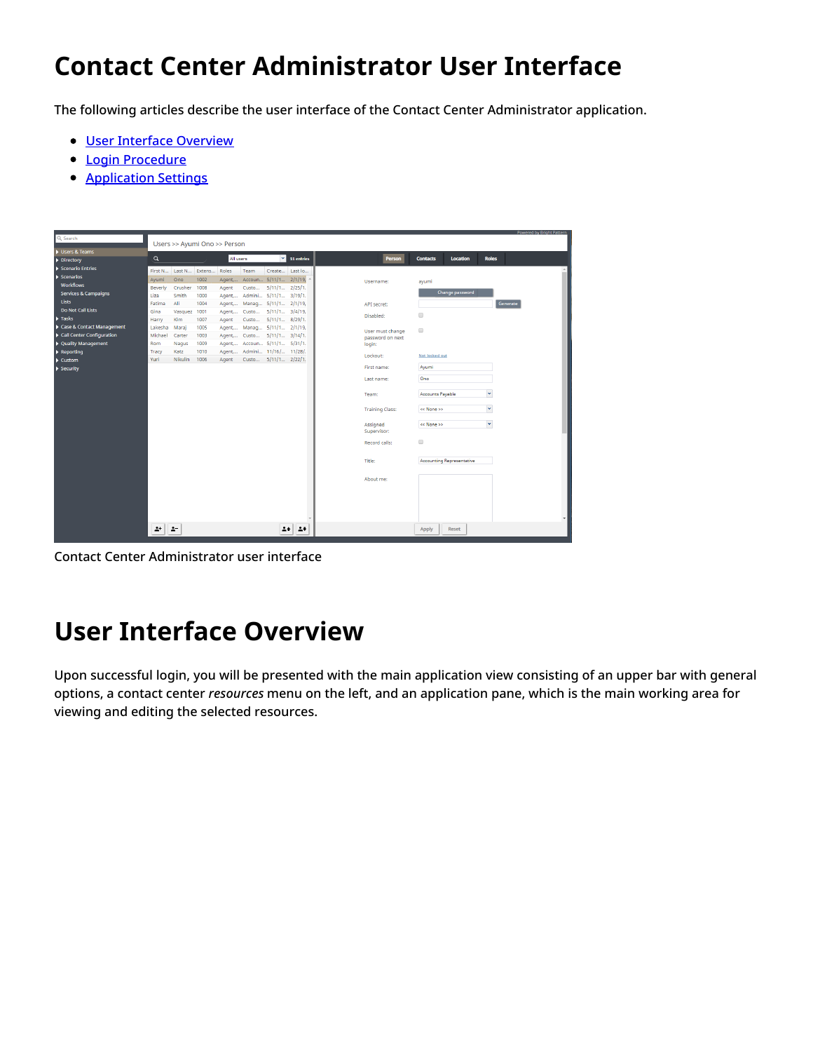# Contact Center Administrator User Interface

The following articles describe the user interface of the Contact Center Administrator application.

- [User Interface Overview]
- [Login Procedure]
- [Application Settings]

Contact Center Administrator user interface

# User Interface Overview

Upon successful login, you will be presented with the main application view consisting of an upper bar with general options, a contact center *resources* menu on the left, and an application pane, which is the main working area for viewing and editing the selected resources.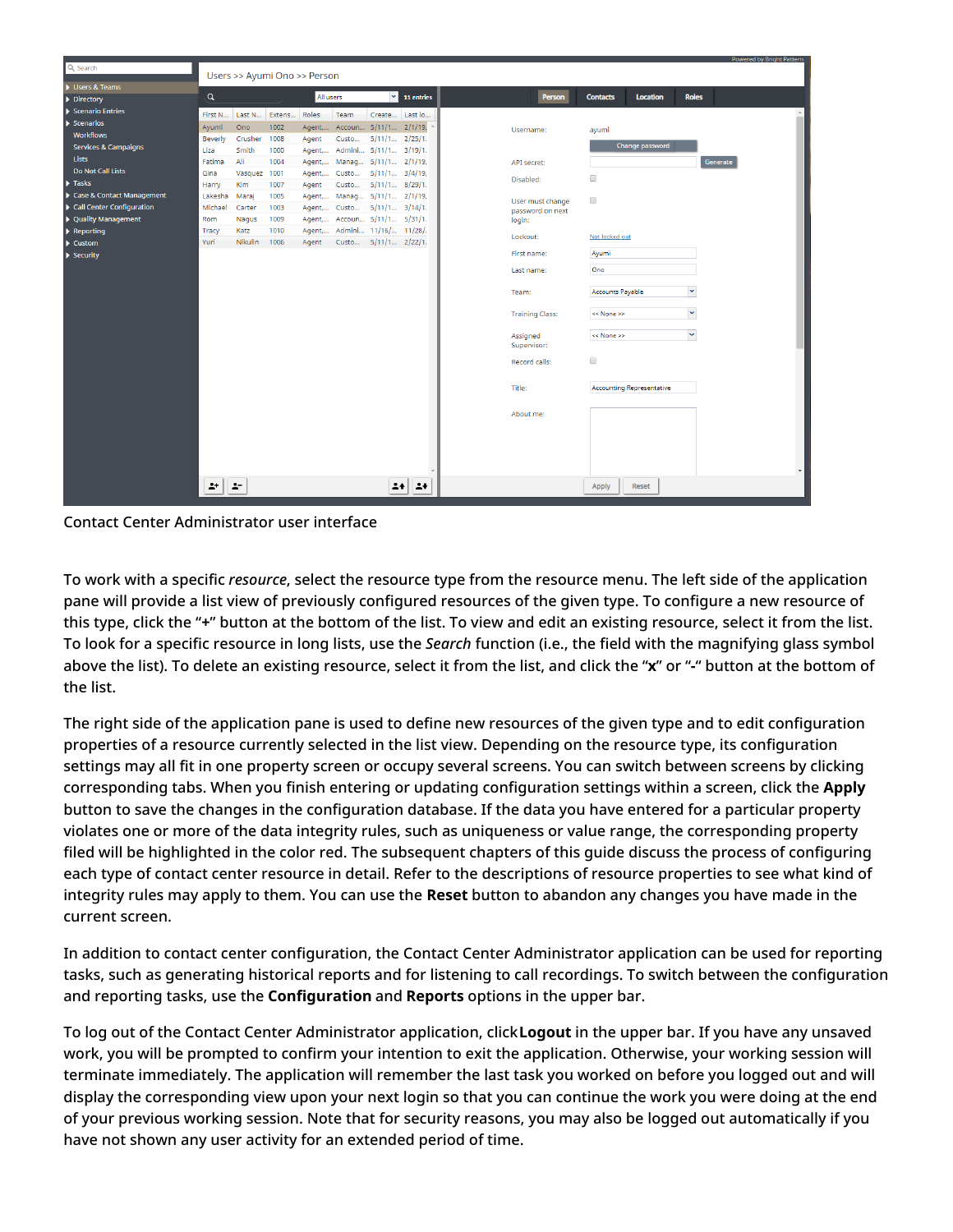Contact Center Administrator user interface

To work with a specific *resource*, select the resource type from the resource menu. The left side of the application pane will provide a list view of previously configured resources of the given type. To configure a new resource of this type, click the "**+**" button at the bottom of the list. To view and edit an existing resource, select it from the list. To look for a specific resource in long lists, use the *Search* function (i.e., the field with the magnifying glass symbol above the list). To delete an existing resource, select it from the list, and click the "**x**" or "**-**" button at the bottom of the list.

The right side of the application pane is used to define new resources of the given type and to edit configuration properties of a resource currently selected in the list view. Depending on the resource type, its configuration settings may all fit in one property screen or occupy several screens. You can switch between screens by clicking corresponding tabs. When you finish entering or updating configuration settings within a screen, click the **Apply** button to save the changes in the configuration database. If the data you have entered for a particular property violates one or more of the data integrity rules, such as uniqueness or value range, the corresponding property filed will be highlighted in the color red. The subsequent chapters of this guide discuss the process of configuring each type of contact center resource in detail. Refer to the descriptions of resource properties to see what kind of integrity rules may apply to them. You can use the **Reset** button to abandon any changes you have made in the current screen.

In addition to contact center configuration, the Contact Center Administrator application can be used for reporting tasks, such as generating historical reports and for listening to call recordings. To switch between the configuration and reporting tasks, use the **Configuration** and **Reports** options in the upper bar.

To log out of the Contact Center Administrator application, click **Logout** in the upper bar. If you have any unsaved work, you will be prompted to confirm your intention to exit the application. Otherwise, your working session will terminate immediately. The application will remember the last task you worked on before you logged out and will display the corresponding view upon your next login so that you can continue the work you were doing at the end of your previous working session. Note that for security reasons, you may also be logged out automatically if you have not shown any user activity for an extended period of time.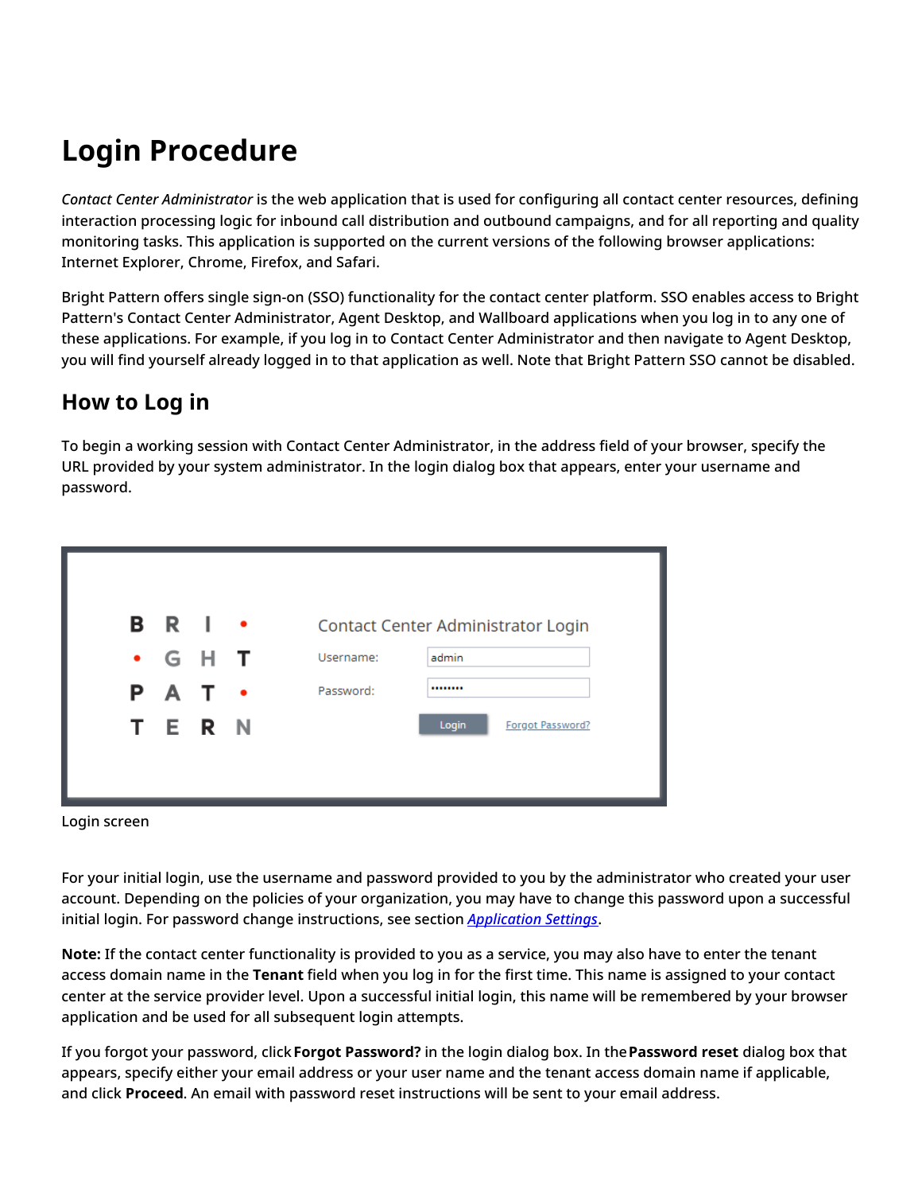# Login Procedure

*Contact Center Administrator* is the web application that is used for configuring all contact center resources, defining interaction processing logic for inbound call distribution and outbound campaigns, and for all reporting and quality monitoring tasks. This application is supported on the current versions of the following browser applications: Internet Explorer, Chrome, Firefox, and Safari.

Bright Pattern offers single sign-on (SSO) functionality for the contact center platform. SSO enables access to Bright Pattern's Contact Center Administrator, Agent Desktop, and Wallboard applications when you log in to any one of these applications. For example, if you log in to Contact Center Administrator and then navigate to Agent Desktop, you will find yourself already logged in to that application as well. Note that Bright Pattern SSO cannot be disabled.

## How to Log in

To begin a working session with Contact Center Administrator, in the address field of your browser, specify the URL provided by your system administrator. In the login dialog box that appears, enter your username and password.

Login screen

For your initial login, use the username and password provided to you by the administrator who created your user account. Depending on the policies of your organization, you may have to change this password upon a successful initial login. For password change instructions, see section *Application Settings*.

**Note:** If the contact center functionality is provided to you as a service, you may also have to enter the tenant access domain name in the **Tenant** field when you log in for the first time. This name is assigned to your contact center at the service provider level. Upon a successful initial login, this name will be remembered by your browser application and be used for all subsequent login attempts.

If you forgot your password, click **Forgot Password?** in the login dialog box. In the **Password reset** dialog box that appears, specify either your email address or your user name and the tenant access domain name if applicable, and click **Proceed**. An email with password reset instructions will be sent to your email address.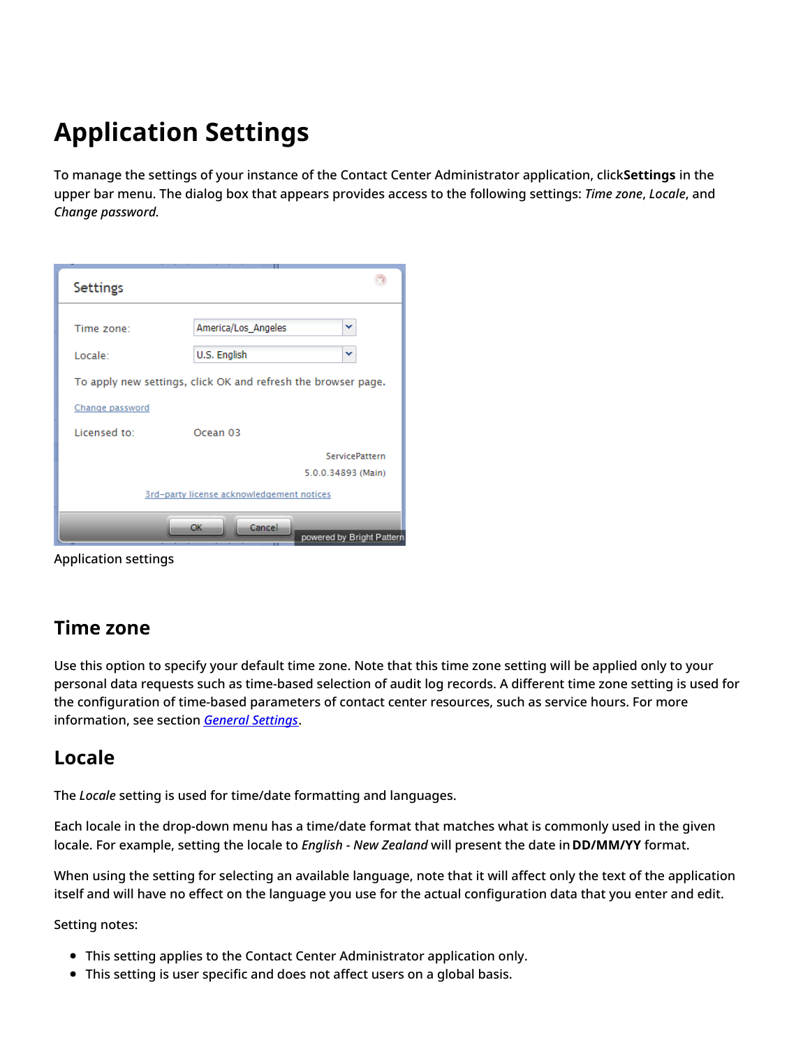# Application Settings

To manage the settings of your instance of the Contact Center Administrator application, click**Settings** in the upper bar menu. The dialog box that appears provides access to the following settings: *Time zone*, *Locale*, and *Change password*.

Application settings

## Time zone

Use this option to specify your default time zone. Note that this time zone setting will be applied only to your personal data requests such as time-based selection of audit log records. A different time zone setting is used for the configuration of time-based parameters of contact center resources, such as service hours. For more information, see section *General Settings*.

## Locale

The *Locale* setting is used for time/date formatting and languages.

Each locale in the drop-down menu has a time/date format that matches what is commonly used in the given locale. For example, setting the locale to *English - New Zealand* will present the date in **DD/MM/YY** format.

When using the setting for selecting an available language, note that it will affect only the text of the application itself and will have no effect on the language you use for the actual configuration data that you enter and edit.

Setting notes:

- This setting applies to the Contact Center Administrator application only.
- This setting is user specific and does not affect users on a global basis.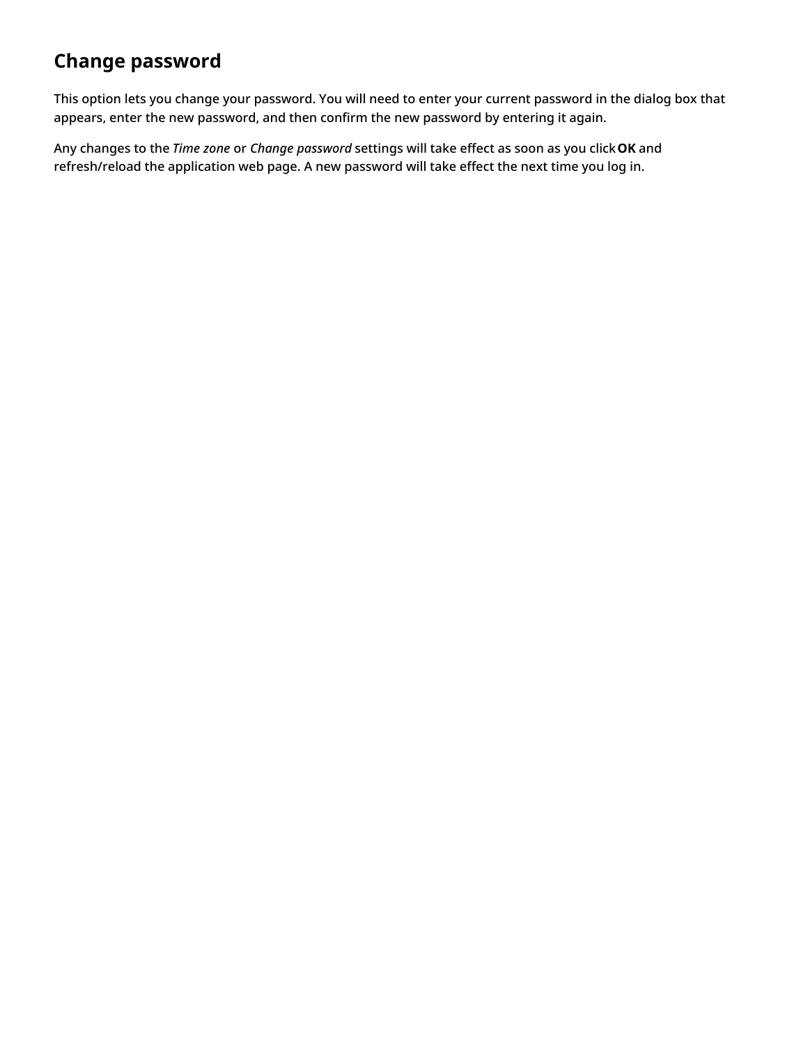## Change password

This option lets you change your password. You will need to enter your current password in the dialog box that appears, enter the new password, and then confirm the new password by entering it again.

Any changes to the *Time zone* or *Change password* settings will take effect as soon as you click **OK** and refresh/reload the application web page. A new password will take effect the next time you log in.